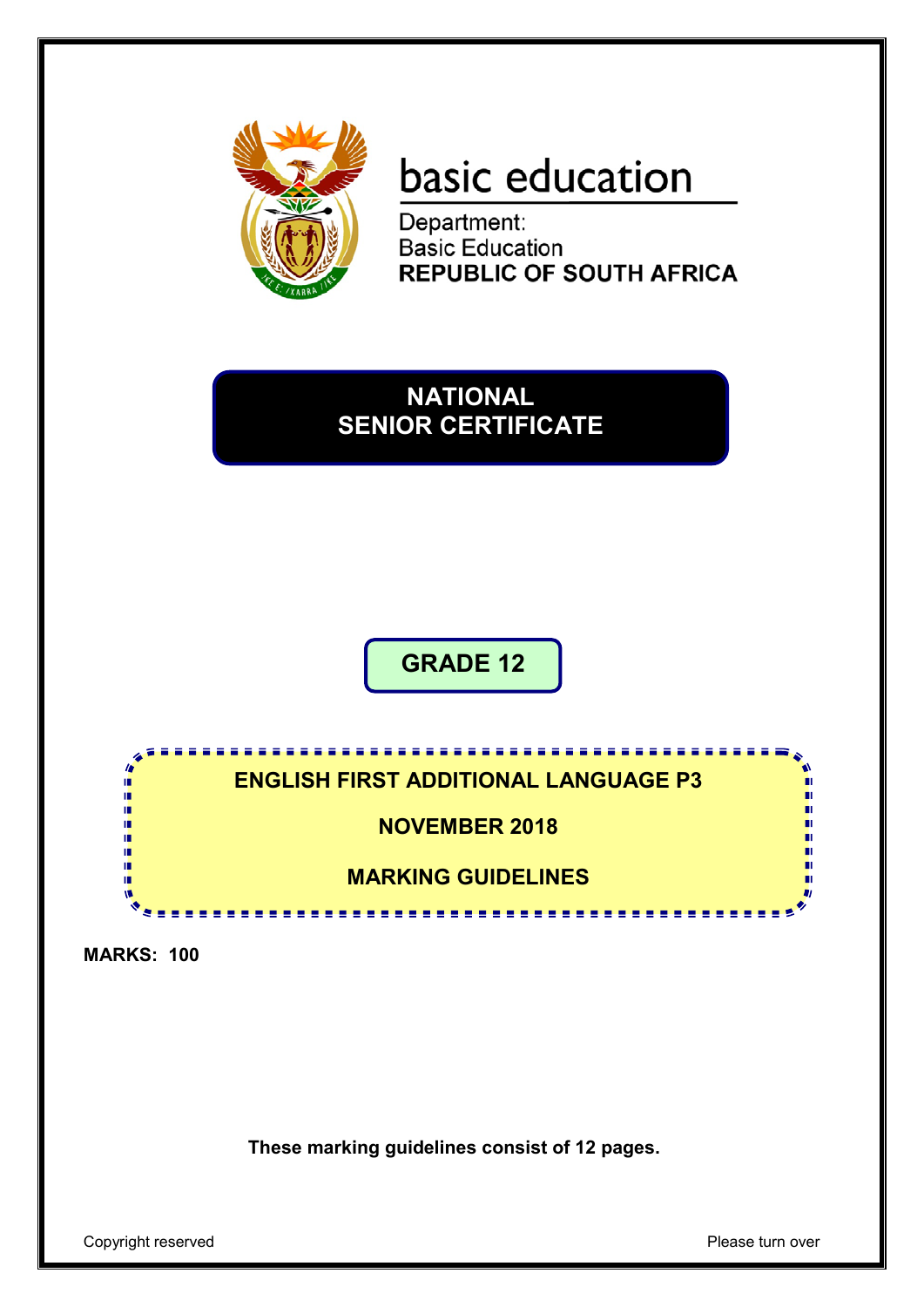basic education

Department:
Basic Education
**REPUBLIC OF SOUTH AFRICA**

# NATIONAL SENIOR CERTIFICATE

## GRADE 12

## ENGLISH FIRST ADDITIONAL LANGUAGE P3

## NOVEMBER 2018

## MARKING GUIDELINES

**MARKS: 100**

**These marking guidelines consist of 12 pages.**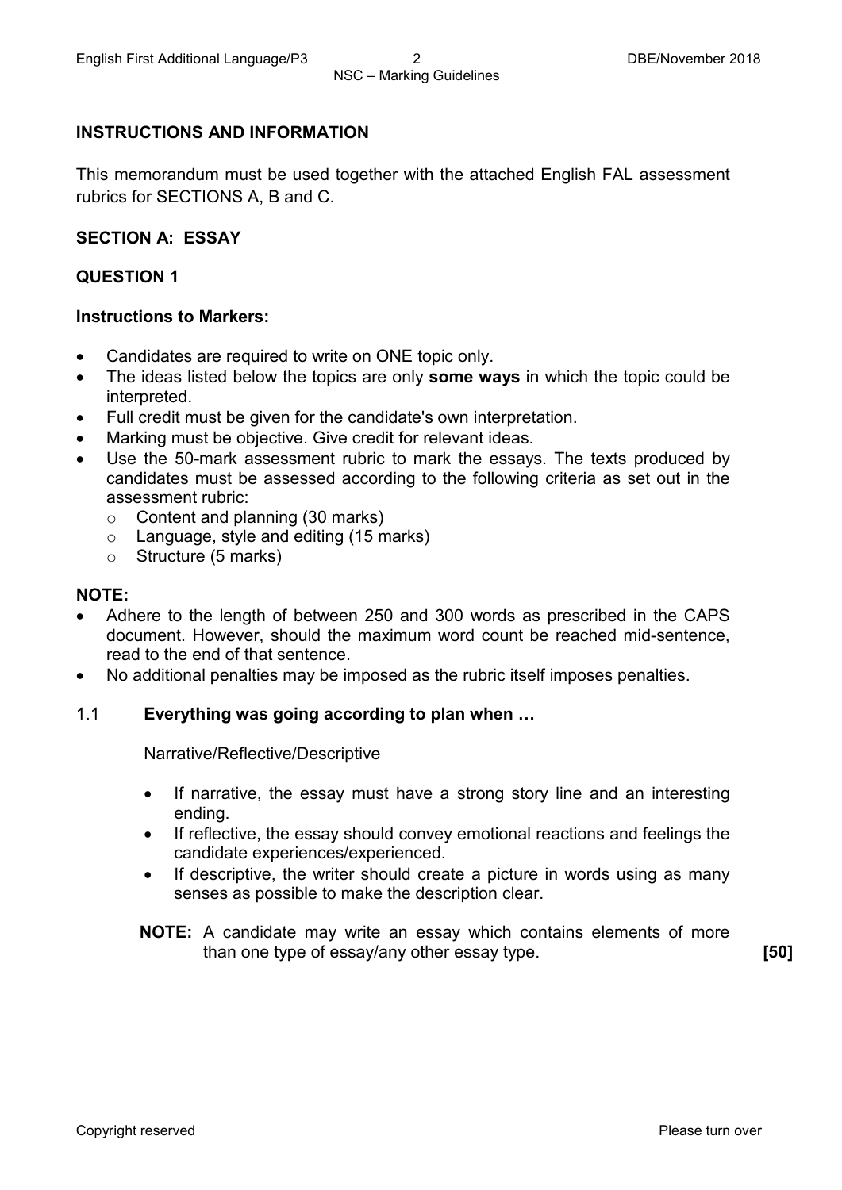## INSTRUCTIONS AND INFORMATION

This memorandum must be used together with the attached English FAL assessment rubrics for SECTIONS A, B and C.

## SECTION A: ESSAY

### QUESTION 1

**Instructions to Markers:**

- Candidates are required to write on ONE topic only.
- The ideas listed below the topics are only **some ways** in which the topic could be interpreted.
- Full credit must be given for the candidate's own interpretation.
- Marking must be objective. Give credit for relevant ideas.
- Use the 50-mark assessment rubric to mark the essays. The texts produced by candidates must be assessed according to the following criteria as set out in the assessment rubric:
  - Content and planning (30 marks)
  - Language, style and editing (15 marks)
  - Structure (5 marks)

**NOTE:**

- Adhere to the length of between 250 and 300 words as prescribed in the CAPS document. However, should the maximum word count be reached mid-sentence, read to the end of that sentence.
- No additional penalties may be imposed as the rubric itself imposes penalties.

1.1 **Everything was going according to plan when …**

Narrative/Reflective/Descriptive

- If narrative, the essay must have a strong story line and an interesting ending.
- If reflective, the essay should convey emotional reactions and feelings the candidate experiences/experienced.
- If descriptive, the writer should create a picture in words using as many senses as possible to make the description clear.

**NOTE:** A candidate may write an essay which contains elements of more than one type of essay/any other essay type. **[50]**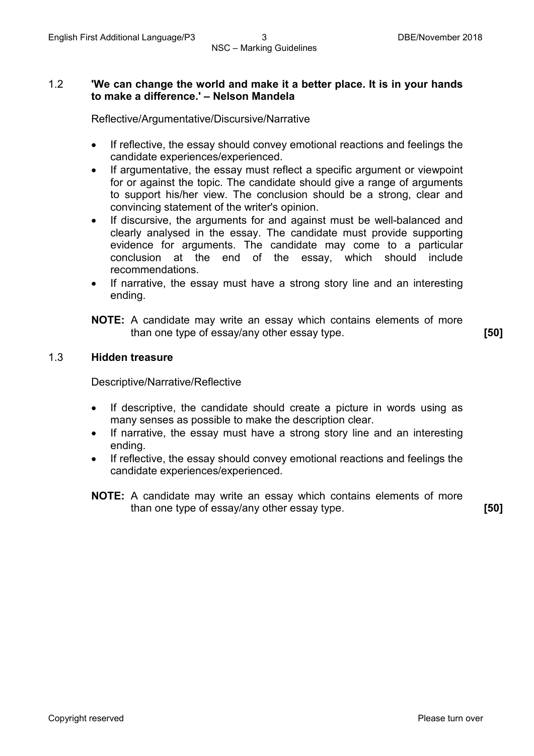1.2 **'We can change the world and make it a better place. It is in your hands to make a difference.' – Nelson Mandela**

Reflective/Argumentative/Discursive/Narrative

- If reflective, the essay should convey emotional reactions and feelings the candidate experiences/experienced.
- If argumentative, the essay must reflect a specific argument or viewpoint for or against the topic. The candidate should give a range of arguments to support his/her view. The conclusion should be a strong, clear and convincing statement of the writer's opinion.
- If discursive, the arguments for and against must be well-balanced and clearly analysed in the essay. The candidate must provide supporting evidence for arguments. The candidate may come to a particular conclusion at the end of the essay, which should include recommendations.
- If narrative, the essay must have a strong story line and an interesting ending.

**NOTE:** A candidate may write an essay which contains elements of more than one type of essay/any other essay type. **[50]**

1.3 **Hidden treasure**

Descriptive/Narrative/Reflective

- If descriptive, the candidate should create a picture in words using as many senses as possible to make the description clear.
- If narrative, the essay must have a strong story line and an interesting ending.
- If reflective, the essay should convey emotional reactions and feelings the candidate experiences/experienced.

**NOTE:** A candidate may write an essay which contains elements of more than one type of essay/any other essay type. **[50]**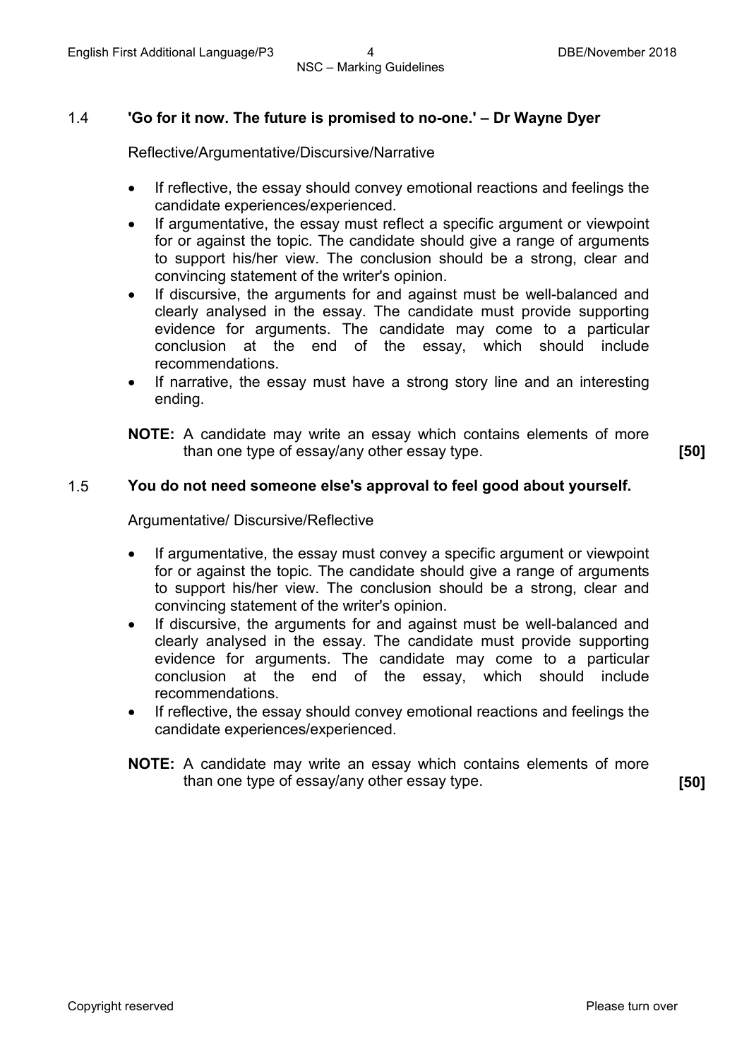### 1.4 **'Go for it now. The future is promised to no-one.' – Dr Wayne Dyer**

Reflective/Argumentative/Discursive/Narrative

- If reflective, the essay should convey emotional reactions and feelings the candidate experiences/experienced.
- If argumentative, the essay must reflect a specific argument or viewpoint for or against the topic. The candidate should give a range of arguments to support his/her view. The conclusion should be a strong, clear and convincing statement of the writer's opinion.
- If discursive, the arguments for and against must be well-balanced and clearly analysed in the essay. The candidate must provide supporting evidence for arguments. The candidate may come to a particular conclusion at the end of the essay, which should include recommendations.
- If narrative, the essay must have a strong story line and an interesting ending.

**NOTE:** A candidate may write an essay which contains elements of more than one type of essay/any other essay type. **[50]**

### 1.5 **You do not need someone else's approval to feel good about yourself.**

Argumentative/ Discursive/Reflective

- If argumentative, the essay must convey a specific argument or viewpoint for or against the topic. The candidate should give a range of arguments to support his/her view. The conclusion should be a strong, clear and convincing statement of the writer's opinion.
- If discursive, the arguments for and against must be well-balanced and clearly analysed in the essay. The candidate must provide supporting evidence for arguments. The candidate may come to a particular conclusion at the end of the essay, which should include recommendations.
- If reflective, the essay should convey emotional reactions and feelings the candidate experiences/experienced.

**NOTE:** A candidate may write an essay which contains elements of more than one type of essay/any other essay type. **[50]**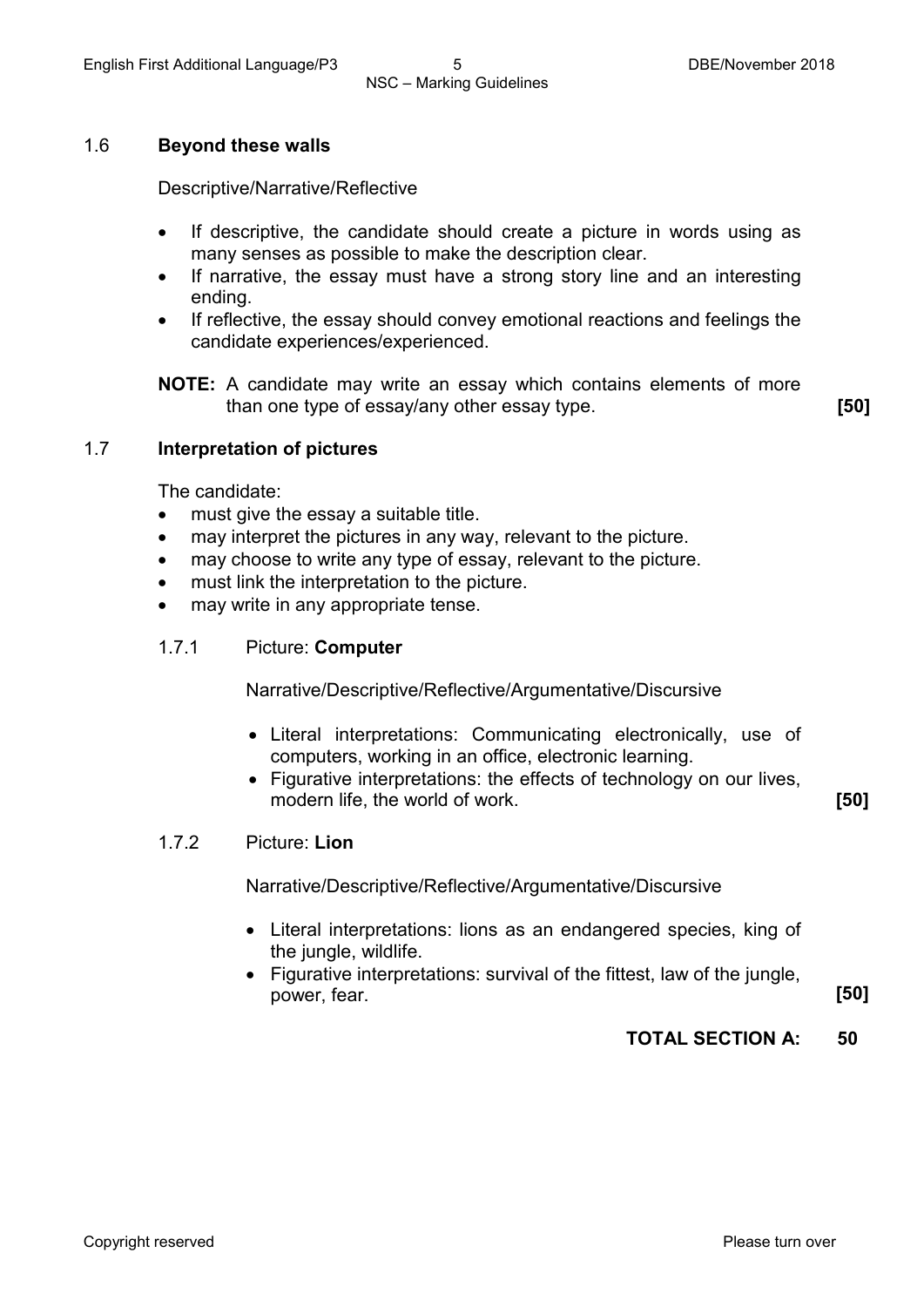### 1.6 **Beyond these walls**

Descriptive/Narrative/Reflective

- If descriptive, the candidate should create a picture in words using as many senses as possible to make the description clear.
- If narrative, the essay must have a strong story line and an interesting ending.
- If reflective, the essay should convey emotional reactions and feelings the candidate experiences/experienced.

**NOTE:** A candidate may write an essay which contains elements of more than one type of essay/any other essay type. **[50]**

### 1.7 **Interpretation of pictures**

The candidate:

- must give the essay a suitable title.
- may interpret the pictures in any way, relevant to the picture.
- may choose to write any type of essay, relevant to the picture.
- must link the interpretation to the picture.
- may write in any appropriate tense.

#### 1.7.1 Picture: **Computer**

Narrative/Descriptive/Reflective/Argumentative/Discursive

- Literal interpretations: Communicating electronically, use of computers, working in an office, electronic learning.
- Figurative interpretations: the effects of technology on our lives, modern life, the world of work. **[50]**

#### 1.7.2 Picture: **Lion**

Narrative/Descriptive/Reflective/Argumentative/Discursive

- Literal interpretations: lions as an endangered species, king of the jungle, wildlife.
- Figurative interpretations: survival of the fittest, law of the jungle, power, fear. **[50]**

**TOTAL SECTION A: 50**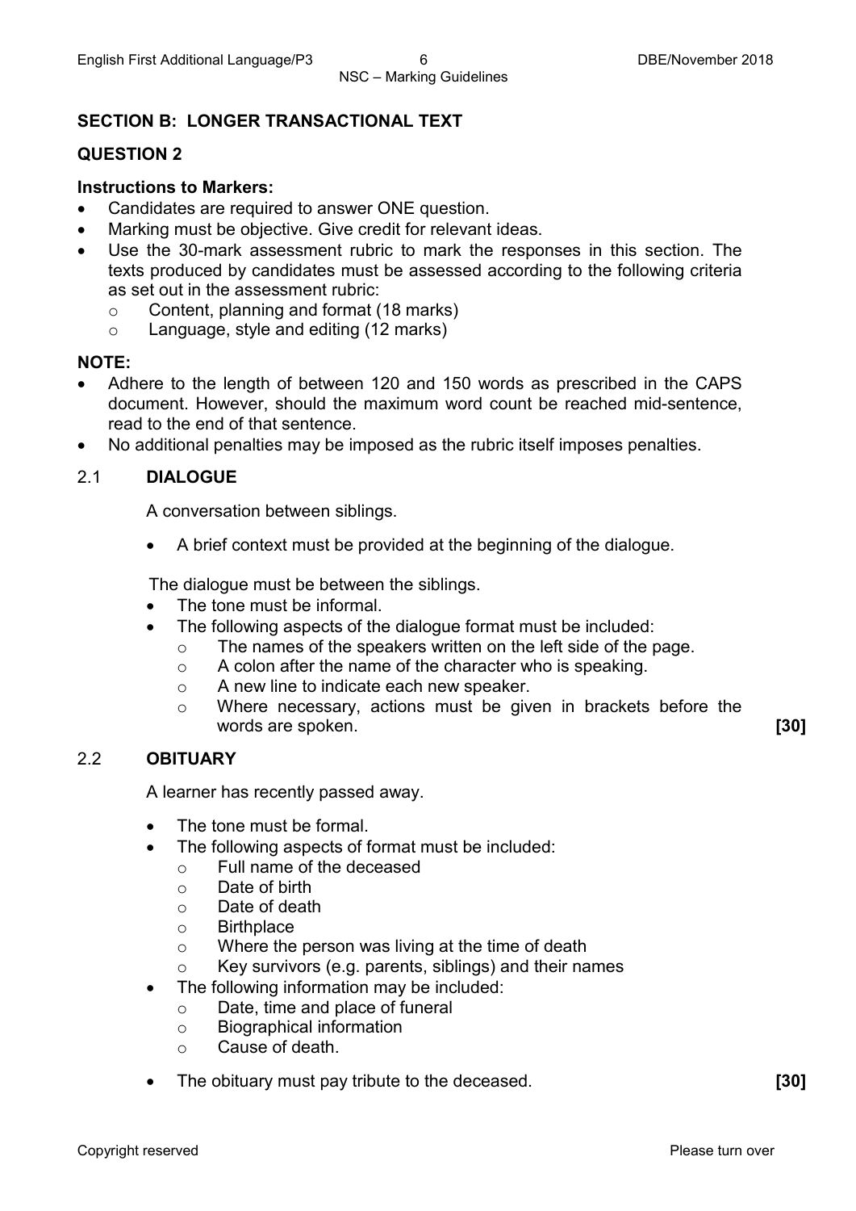## SECTION B: LONGER TRANSACTIONAL TEXT

## QUESTION 2

**Instructions to Markers:**

- Candidates are required to answer ONE question.
- Marking must be objective. Give credit for relevant ideas.
- Use the 30-mark assessment rubric to mark the responses in this section. The texts produced by candidates must be assessed according to the following criteria as set out in the assessment rubric:
  - Content, planning and format (18 marks)
  - Language, style and editing (12 marks)

**NOTE:**

- Adhere to the length of between 120 and 150 words as prescribed in the CAPS document. However, should the maximum word count be reached mid-sentence, read to the end of that sentence.
- No additional penalties may be imposed as the rubric itself imposes penalties.

### 2.1 DIALOGUE

A conversation between siblings.

- A brief context must be provided at the beginning of the dialogue.

The dialogue must be between the siblings.

- The tone must be informal.
- The following aspects of the dialogue format must be included:
  - The names of the speakers written on the left side of the page.
  - A colon after the name of the character who is speaking.
  - A new line to indicate each new speaker.
  - Where necessary, actions must be given in brackets before the words are spoken.

**[30]**

### 2.2 OBITUARY

A learner has recently passed away.

- The tone must be formal.
- The following aspects of format must be included:
  - Full name of the deceased
  - Date of birth
  - Date of death
  - Birthplace
  - Where the person was living at the time of death
  - Key survivors (e.g. parents, siblings) and their names
- The following information may be included:
  - Date, time and place of funeral
  - Biographical information
  - Cause of death.
- The obituary must pay tribute to the deceased.

**[30]**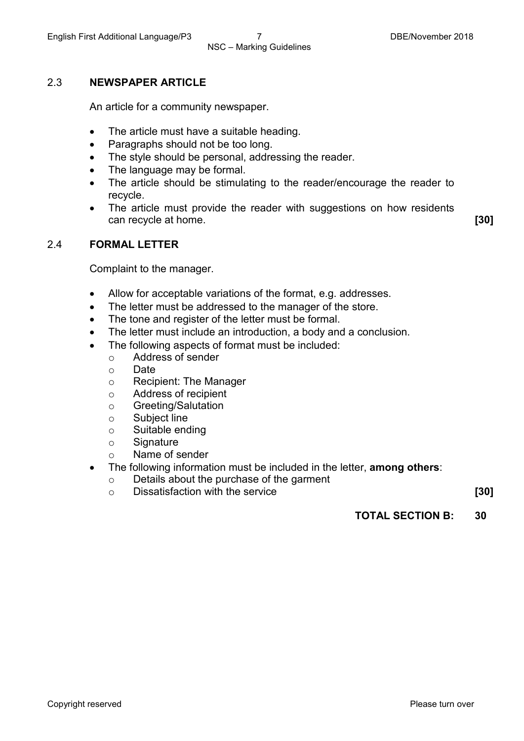## 2.3 NEWSPAPER ARTICLE

An article for a community newspaper.

- The article must have a suitable heading.
- Paragraphs should not be too long.
- The style should be personal, addressing the reader.
- The language may be formal.
- The article should be stimulating to the reader/encourage the reader to recycle.
- The article must provide the reader with suggestions on how residents can recycle at home. **[30]**

## 2.4 FORMAL LETTER

Complaint to the manager.

- Allow for acceptable variations of the format, e.g. addresses.
- The letter must be addressed to the manager of the store.
- The tone and register of the letter must be formal.
- The letter must include an introduction, a body and a conclusion.
- The following aspects of format must be included:
  - Address of sender
  - Date
  - Recipient: The Manager
  - Address of recipient
  - Greeting/Salutation
  - Subject line
  - Suitable ending
  - Signature
  - Name of sender
- The following information must be included in the letter, **among others**:
  - Details about the purchase of the garment
  - Dissatisfaction with the service **[30]**

**TOTAL SECTION B: 30**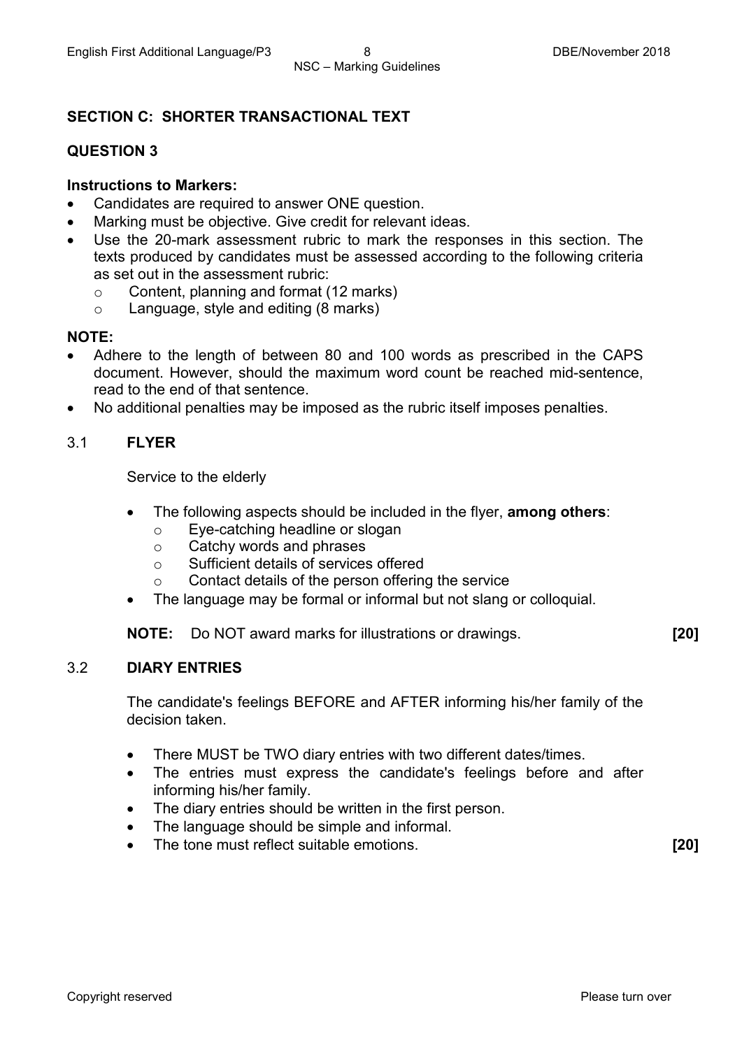## SECTION C: SHORTER TRANSACTIONAL TEXT

### QUESTION 3

**Instructions to Markers:**

- Candidates are required to answer ONE question.
- Marking must be objective. Give credit for relevant ideas.
- Use the 20-mark assessment rubric to mark the responses in this section. The texts produced by candidates must be assessed according to the following criteria as set out in the assessment rubric:
  - Content, planning and format (12 marks)
  - Language, style and editing (8 marks)

**NOTE:**

- Adhere to the length of between 80 and 100 words as prescribed in the CAPS document. However, should the maximum word count be reached mid-sentence, read to the end of that sentence.
- No additional penalties may be imposed as the rubric itself imposes penalties.

### 3.1 FLYER

Service to the elderly

- The following aspects should be included in the flyer, **among others**:
  - Eye-catching headline or slogan
  - Catchy words and phrases
  - Sufficient details of services offered
  - Contact details of the person offering the service
- The language may be formal or informal but not slang or colloquial.

**NOTE:** Do NOT award marks for illustrations or drawings. **[20]**

### 3.2 DIARY ENTRIES

The candidate's feelings BEFORE and AFTER informing his/her family of the decision taken.

- There MUST be TWO diary entries with two different dates/times.
- The entries must express the candidate's feelings before and after informing his/her family.
- The diary entries should be written in the first person.
- The language should be simple and informal.
- The tone must reflect suitable emotions. **[20]**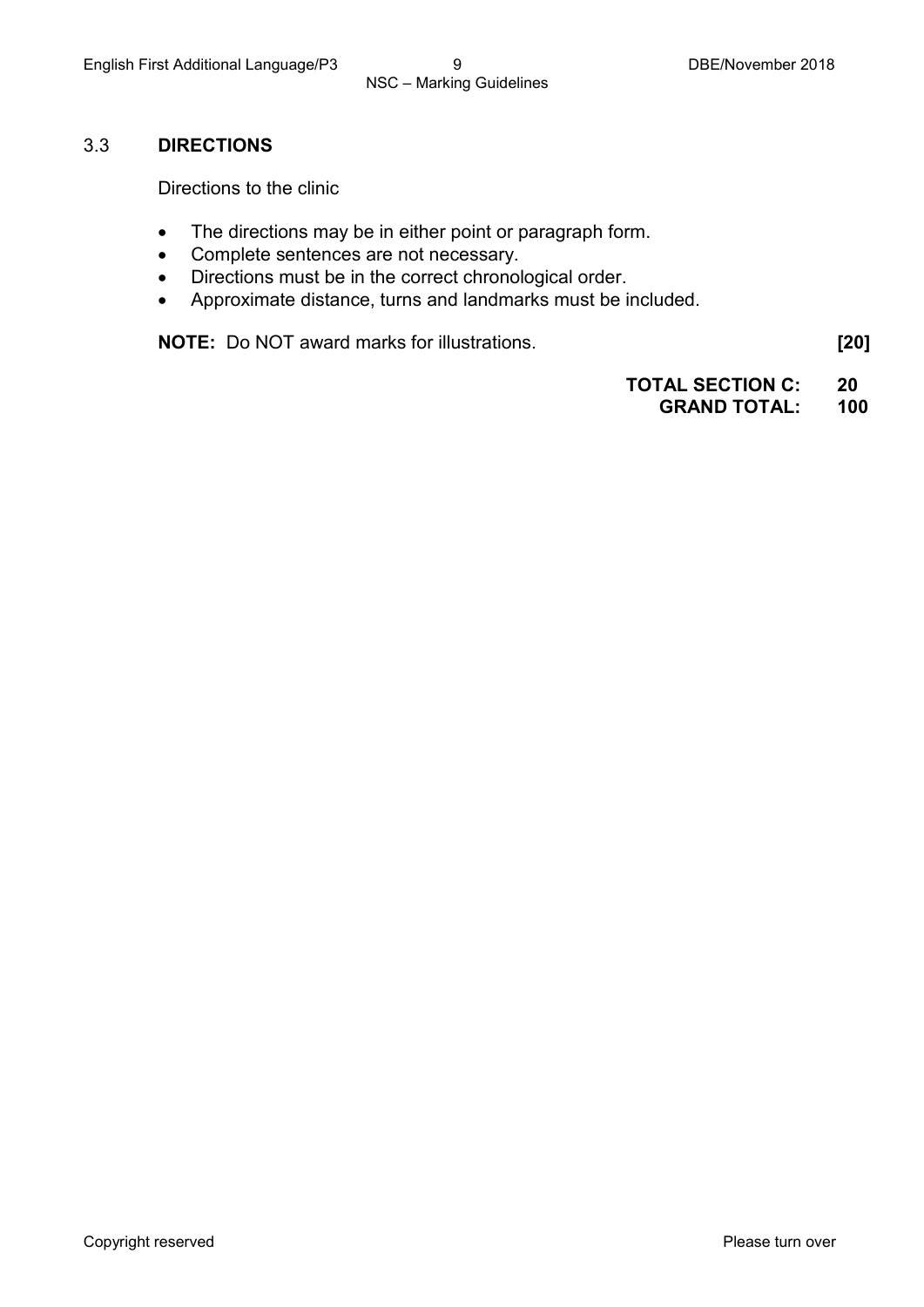### 3.3 DIRECTIONS

Directions to the clinic

- The directions may be in either point or paragraph form.
- Complete sentences are not necessary.
- Directions must be in the correct chronological order.
- Approximate distance, turns and landmarks must be included.

**NOTE:** Do NOT award marks for illustrations. **[20]**

**TOTAL SECTION C: 20**
**GRAND TOTAL: 100**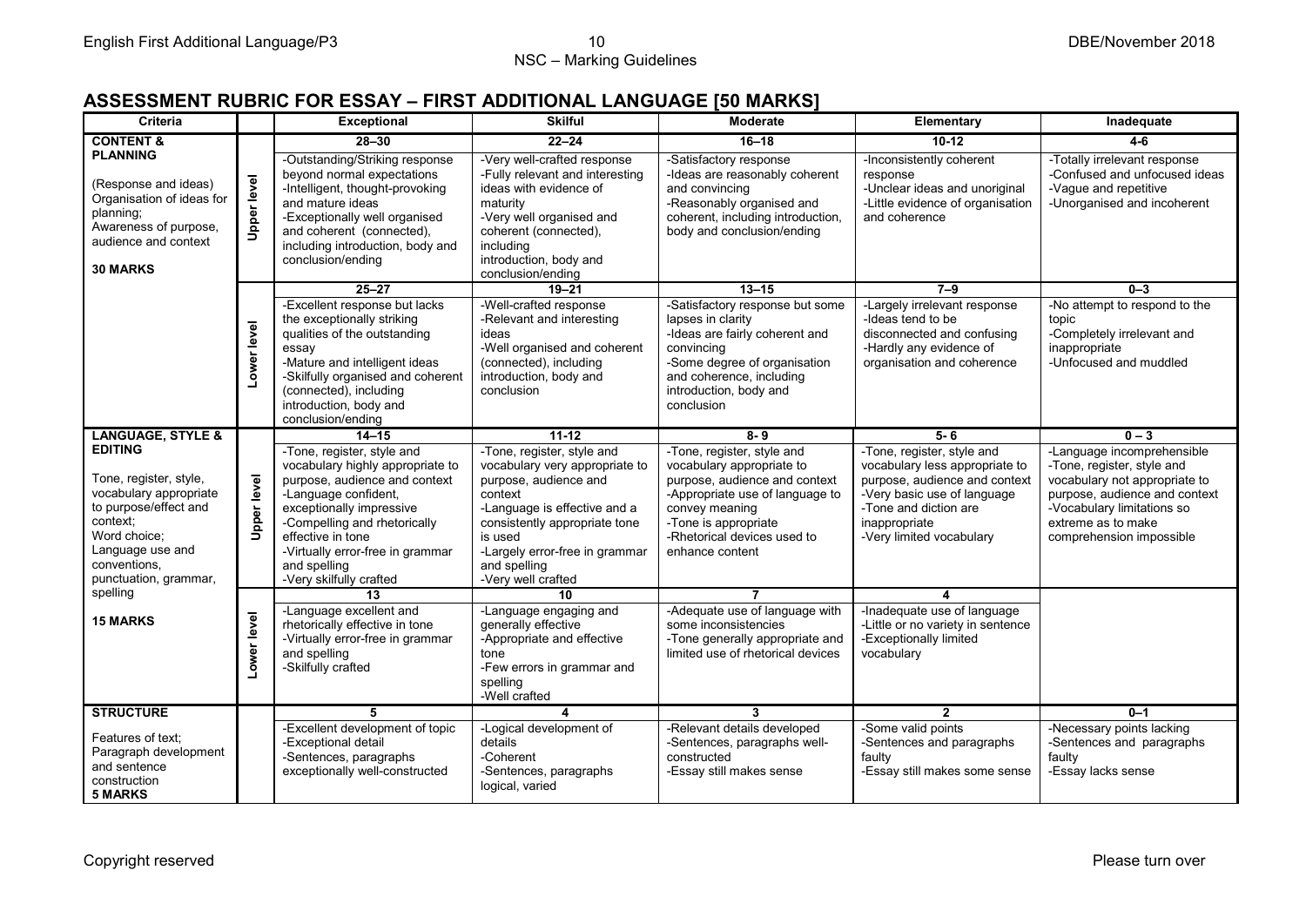## ASSESSMENT RUBRIC FOR ESSAY – FIRST ADDITIONAL LANGUAGE [50 MARKS]

| Criteria | | Exceptional | Skilful | Moderate | Elementary | Inadequate |
|---|---|---|---|---|---|---|
| **CONTENT & PLANNING**<br><br>(Response and ideas)<br>Organisation of ideas for planning;<br>Awareness of purpose, audience and context<br><br>**30 MARKS** | Upper level | **28–30** | **22–24** | **16–18** | **10-12** | **4-6** |
| | | -Outstanding/Striking response beyond normal expectations<br>-Intelligent, thought-provoking and mature ideas<br>-Exceptionally well organised and coherent (connected), including introduction, body and conclusion/ending | -Very well-crafted response<br>-Fully relevant and interesting ideas with evidence of maturity<br>-Very well organised and coherent (connected), including introduction, body and conclusion/ending | -Satisfactory response<br>-Ideas are reasonably coherent and convincing<br>-Reasonably organised and coherent, including introduction, body and conclusion/ending | -Inconsistently coherent response<br>-Unclear ideas and unoriginal<br>-Little evidence of organisation and coherence | -Totally irrelevant response<br>-Confused and unfocused ideas<br>-Vague and repetitive<br>-Unorganised and incoherent |
| | Lower level | **25–27** | **19–21** | **13–15** | **7–9** | **0–3** |
| | | -Excellent response but lacks the exceptionally striking qualities of the outstanding essay<br>-Mature and intelligent ideas<br>-Skilfully organised and coherent (connected), including introduction, body and conclusion/ending | -Well-crafted response<br>-Relevant and interesting ideas<br>-Well organised and coherent (connected), including introduction, body and conclusion | -Satisfactory response but some lapses in clarity<br>-Ideas are fairly coherent and convincing<br>-Some degree of organisation and coherence, including introduction, body and conclusion | -Largely irrelevant response<br>-Ideas tend to be disconnected and confusing<br>-Hardly any evidence of organisation and coherence | -No attempt to respond to the topic<br>-Completely irrelevant and inappropriate<br>-Unfocused and muddled |
| **LANGUAGE, STYLE & EDITING**<br><br>Tone, register, style, vocabulary appropriate to purpose/effect and context;<br>Word choice;<br>Language use and conventions, punctuation, grammar, spelling<br><br>**15 MARKS** | Upper level | **14–15** | **11-12** | **8- 9** | **5- 6** | **0 – 3** |
| | | -Tone, register, style and vocabulary highly appropriate to purpose, audience and context<br>-Language confident, exceptionally impressive<br>-Compelling and rhetorically effective in tone<br>-Virtually error-free in grammar and spelling<br>-Very skilfully crafted | -Tone, register, style and vocabulary very appropriate to purpose, audience and context<br>-Language is effective and a consistently appropriate tone is used<br>-Largely error-free in grammar and spelling<br>-Very well crafted | -Tone, register, style and vocabulary appropriate to purpose, audience and context<br>-Appropriate use of language to convey meaning<br>-Tone is appropriate<br>-Rhetorical devices used to enhance content | -Tone, register, style and vocabulary less appropriate to purpose, audience and context<br>-Very basic use of language<br>-Tone and diction are inappropriate<br>-Very limited vocabulary | -Language incomprehensible<br>-Tone, register, style and vocabulary not appropriate to purpose, audience and context<br>-Vocabulary limitations so extreme as to make comprehension impossible |
| | Lower level | **13** | **10** | **7** | **4** | |
| | | -Language excellent and rhetorically effective in tone<br>-Virtually error-free in grammar and spelling<br>-Skilfully crafted | -Language engaging and generally effective<br>-Appropriate and effective tone<br>-Few errors in grammar and spelling<br>-Well crafted | -Adequate use of language with some inconsistencies<br>-Tone generally appropriate and limited use of rhetorical devices | -Inadequate use of language<br>-Little or no variety in sentence<br>-Exceptionally limited vocabulary | |
| **STRUCTURE**<br><br>Features of text;<br>Paragraph development and sentence construction<br>**5 MARKS** | | **5** | **4** | **3** | **2** | **0–1** |
| | | -Excellent development of topic<br>-Exceptional detail<br>-Sentences, paragraphs exceptionally well-constructed | -Logical development of details<br>-Coherent<br>-Sentences, paragraphs logical, varied | -Relevant details developed<br>-Sentences, paragraphs well-constructed<br>-Essay still makes sense | -Some valid points<br>-Sentences and paragraphs faulty<br>-Essay still makes some sense | -Necessary points lacking<br>-Sentences and paragraphs faulty<br>-Essay lacks sense |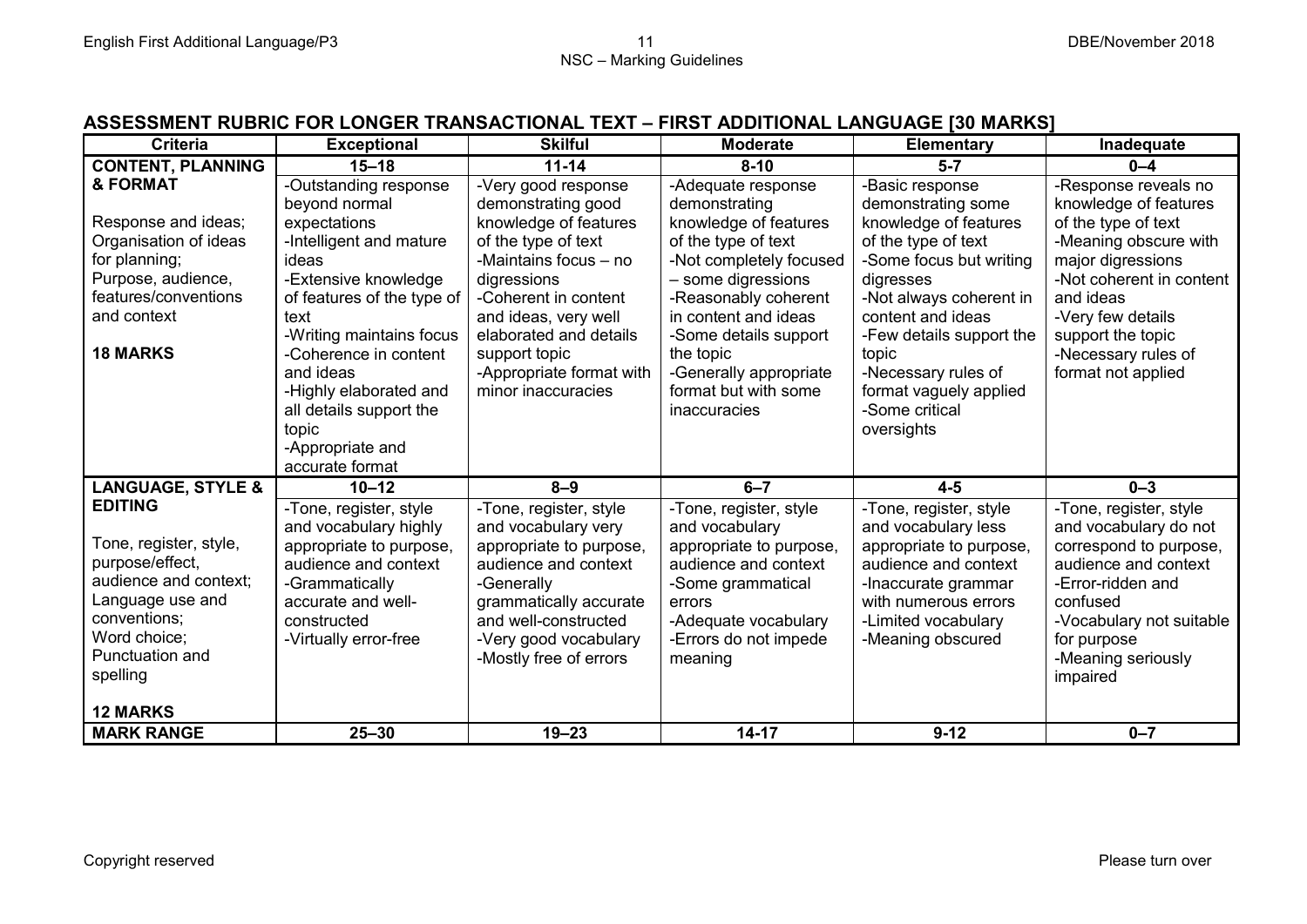## ASSESSMENT RUBRIC FOR LONGER TRANSACTIONAL TEXT – FIRST ADDITIONAL LANGUAGE [30 MARKS]

| Criteria | Exceptional | Skilful | Moderate | Elementary | Inadequate |
|---|---|---|---|---|---|
| **CONTENT, PLANNING & FORMAT**<br><br>Response and ideas; Organisation of ideas for planning; Purpose, audience, features/conventions and context<br><br>**18 MARKS** | **15–18**<br>-Outstanding response beyond normal expectations<br>-Intelligent and mature ideas<br>-Extensive knowledge of features of the type of text<br>-Writing maintains focus<br>-Coherence in content and ideas<br>-Highly elaborated and all details support the topic<br>-Appropriate and accurate format | **11-14**<br>-Very good response demonstrating good knowledge of features of the type of text<br>-Maintains focus – no digressions<br>-Coherent in content and ideas, very well elaborated and details support topic<br>-Appropriate format with minor inaccuracies | **8-10**<br>-Adequate response demonstrating knowledge of features of the type of text<br>-Not completely focused – some digressions<br>-Reasonably coherent in content and ideas<br>-Some details support the topic<br>-Generally appropriate format but with some inaccuracies | **5-7**<br>-Basic response demonstrating some knowledge of features of the type of text<br>-Some focus but writing digresses<br>-Not always coherent in content and ideas<br>-Few details support the topic<br>-Necessary rules of format vaguely applied<br>-Some critical oversights | **0–4**<br>-Response reveals no knowledge of features of the type of text<br>-Meaning obscure with major digressions<br>-Not coherent in content and ideas<br>-Very few details support the topic<br>-Necessary rules of format not applied |
| **LANGUAGE, STYLE & EDITING**<br><br>Tone, register, style, purpose/effect, audience and context; Language use and conventions; Word choice; Punctuation and spelling<br><br>**12 MARKS** | **10–12**<br>-Tone, register, style and vocabulary highly appropriate to purpose, audience and context<br>-Grammatically accurate and well-constructed<br>-Virtually error-free | **8–9**<br>-Tone, register, style and vocabulary very appropriate to purpose, audience and context<br>-Generally grammatically accurate and well-constructed<br>-Very good vocabulary<br>-Mostly free of errors | **6–7**<br>-Tone, register, style and vocabulary appropriate to purpose, audience and context<br>-Some grammatical errors<br>-Adequate vocabulary<br>-Errors do not impede meaning | **4-5**<br>-Tone, register, style and vocabulary less appropriate to purpose, audience and context<br>-Inaccurate grammar with numerous errors<br>-Limited vocabulary<br>-Meaning obscured | **0–3**<br>-Tone, register, style and vocabulary do not correspond to purpose, audience and context<br>-Error-ridden and confused<br>-Vocabulary not suitable for purpose<br>-Meaning seriously impaired |
| **MARK RANGE** | **25–30** | **19–23** | **14-17** | **9-12** | **0–7** |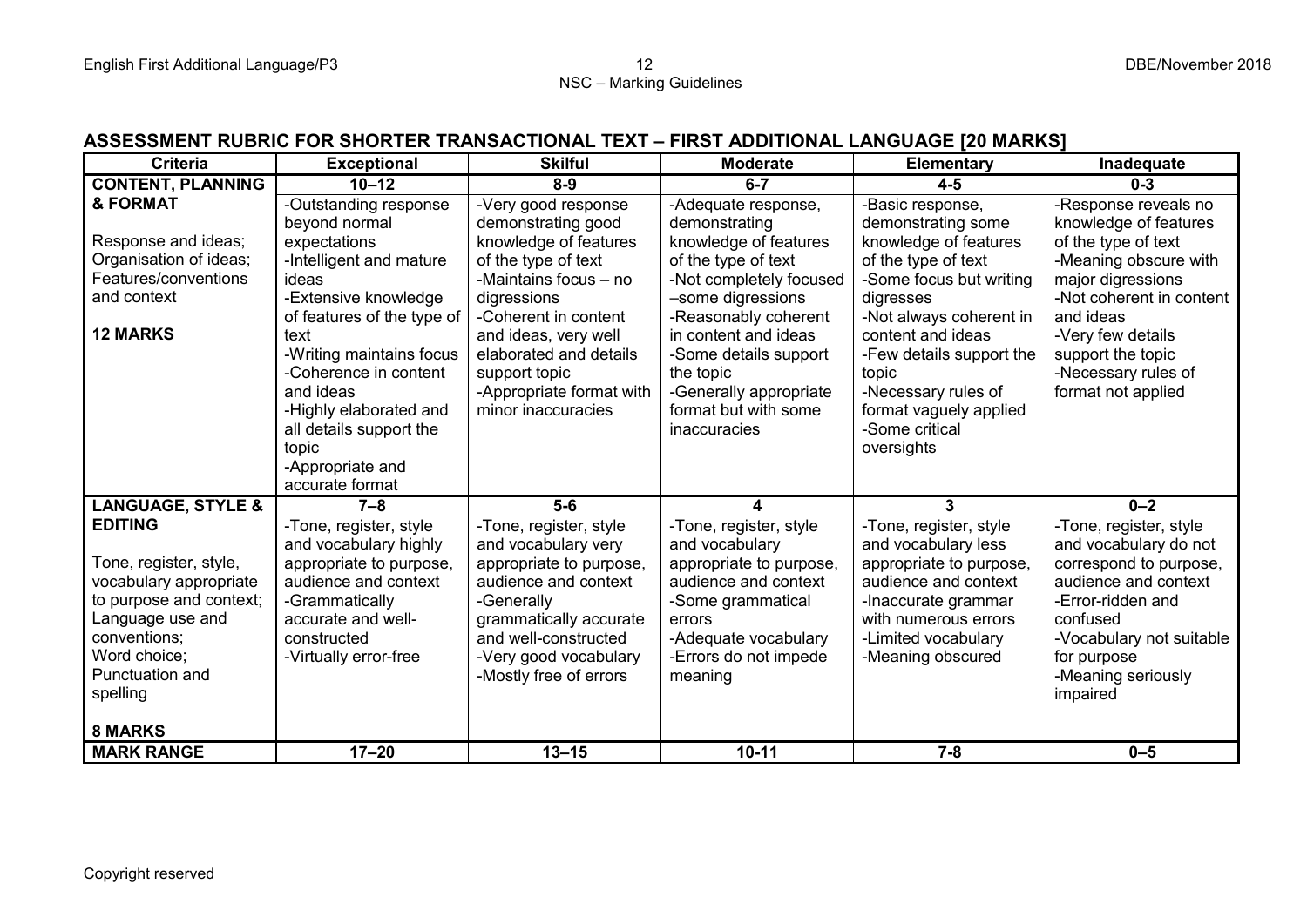## ASSESSMENT RUBRIC FOR SHORTER TRANSACTIONAL TEXT – FIRST ADDITIONAL LANGUAGE [20 MARKS]

| Criteria | Exceptional | Skilful | Moderate | Elementary | Inadequate |
|---|---|---|---|---|---|
| **CONTENT, PLANNING & FORMAT** | **10–12** | **8-9** | **6-7** | **4-5** | **0-3** |
| Response and ideas; Organisation of ideas; Features/conventions and context<br><br>**12 MARKS** | -Outstanding response beyond normal expectations<br>-Intelligent and mature ideas<br>-Extensive knowledge of features of the type of text<br>-Writing maintains focus<br>-Coherence in content and ideas<br>-Highly elaborated and all details support the topic<br>-Appropriate and accurate format | -Very good response demonstrating good knowledge of features of the type of text<br>-Maintains focus – no digressions<br>-Coherent in content and ideas, very well elaborated and details support topic<br>-Appropriate format with minor inaccuracies | -Adequate response, demonstrating knowledge of features of the type of text<br>-Not completely focused –some digressions<br>-Reasonably coherent in content and ideas<br>-Some details support the topic<br>-Generally appropriate format but with some inaccuracies | -Basic response, demonstrating some knowledge of features of the type of text<br>-Some focus but writing digresses<br>-Not always coherent in content and ideas<br>-Few details support the topic<br>-Necessary rules of format vaguely applied<br>-Some critical oversights | -Response reveals no knowledge of features of the type of text<br>-Meaning obscure with major digressions<br>-Not coherent in content and ideas<br>-Very few details support the topic<br>-Necessary rules of format not applied |
| **LANGUAGE, STYLE & EDITING** | **7–8** | **5-6** | **4** | **3** | **0–2** |
| Tone, register, style, vocabulary appropriate to purpose and context; Language use and conventions; Word choice; Punctuation and spelling<br><br>**8 MARKS** | -Tone, register, style and vocabulary highly appropriate to purpose, audience and context<br>-Grammatically accurate and well-constructed<br>-Virtually error-free | -Tone, register, style and vocabulary very appropriate to purpose, audience and context<br>-Generally grammatically accurate and well-constructed<br>-Very good vocabulary<br>-Mostly free of errors | -Tone, register, style and vocabulary appropriate to purpose, audience and context<br>-Some grammatical errors<br>-Adequate vocabulary<br>-Errors do not impede meaning | -Tone, register, style and vocabulary less appropriate to purpose, audience and context<br>-Inaccurate grammar with numerous errors<br>-Limited vocabulary<br>-Meaning obscured | -Tone, register, style and vocabulary do not correspond to purpose, audience and context<br>-Error-ridden and confused<br>-Vocabulary not suitable for purpose<br>-Meaning seriously impaired |
| **MARK RANGE** | **17–20** | **13–15** | **10-11** | **7-8** | **0–5** |